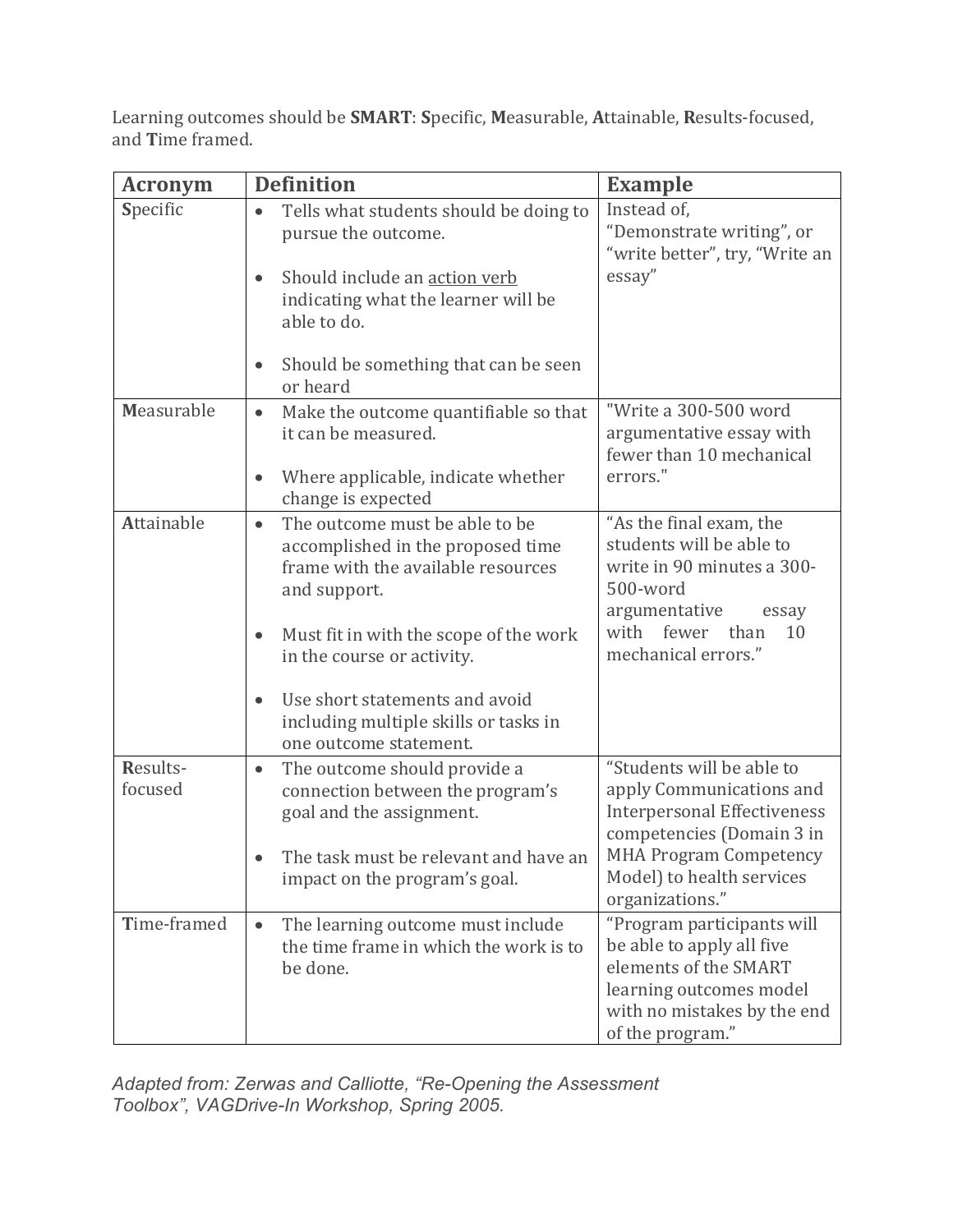Learning outcomes should be **SMART**: **S**pecific, **M**easurable, **A**ttainable, **R**esults-focused, and **T**ime framed.

| Acronym | Definition | Example |
|---|---|---|
| **S**pecific | • Tells what students should be doing to pursue the outcome.<br><br>• Should include an <u>action verb</u> indicating what the learner will be able to do.<br><br>• Should be something that can be seen or heard | Instead of, "Demonstrate writing", or "write better", try, "Write an essay" |
| **M**easurable | • Make the outcome quantifiable so that it can be measured.<br><br>• Where applicable, indicate whether change is expected | "Write a 300-500 word argumentative essay with fewer than 10 mechanical errors." |
| **A**ttainable | • The outcome must be able to be accomplished in the proposed time frame with the available resources and support.<br><br>• Must fit in with the scope of the work in the course or activity.<br><br>• Use short statements and avoid including multiple skills or tasks in one outcome statement. | "As the final exam, the students will be able to write in 90 minutes a 300-500-word argumentative essay with fewer than 10 mechanical errors." |
| **R**esults-focused | • The outcome should provide a connection between the program's goal and the assignment.<br><br>• The task must be relevant and have an impact on the program's goal. | "Students will be able to apply Communications and Interpersonal Effectiveness competencies (Domain 3 in MHA Program Competency Model) to health services organizations." |
| **T**ime-framed | • The learning outcome must include the time frame in which the work is to be done. | "Program participants will be able to apply all five elements of the SMART learning outcomes model with no mistakes by the end of the program." |

*Adapted from: Zerwas and Calliotte, "Re-Opening the Assessment Toolbox", VAGDrive-In Workshop, Spring 2005.*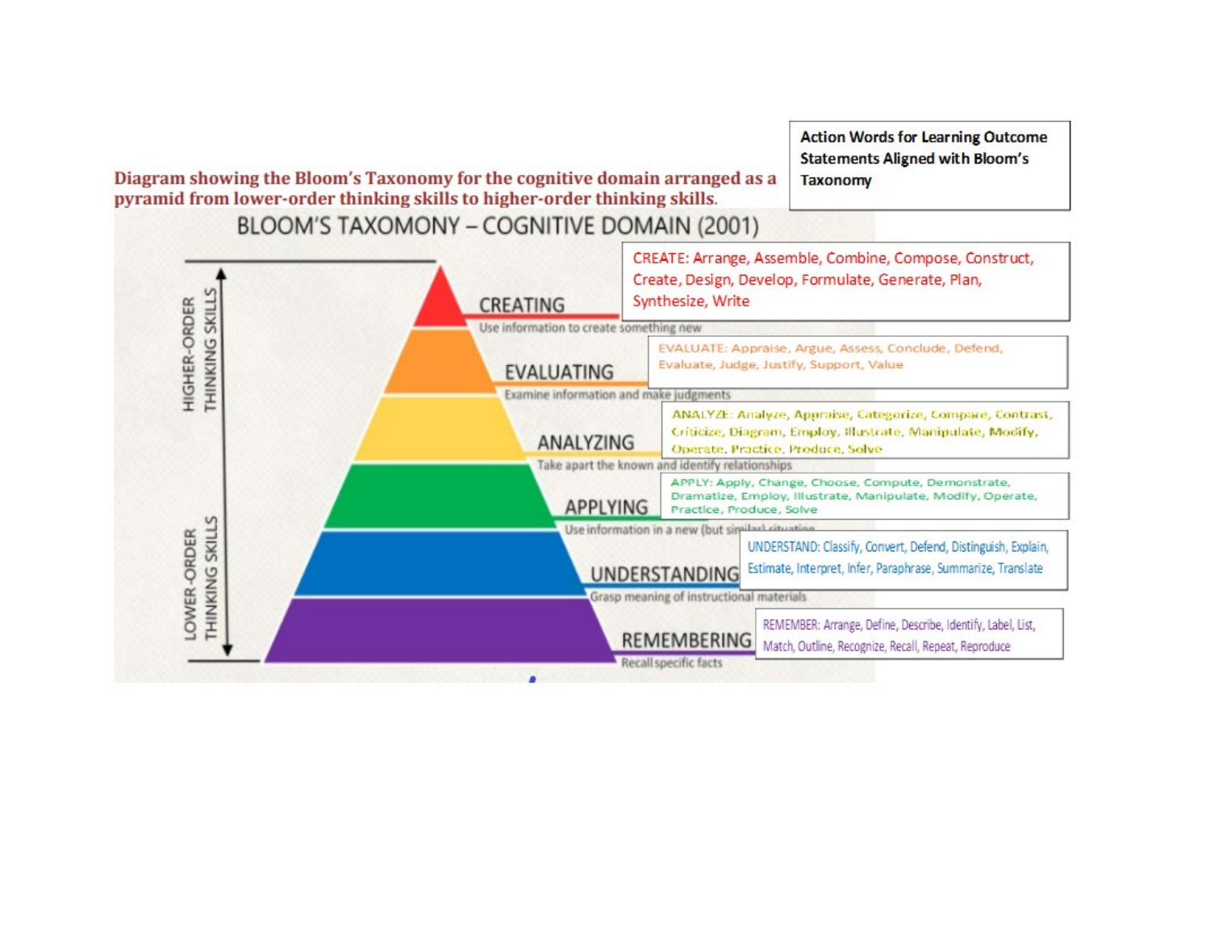**Action Words for Learning Outcome Statements Aligned with Bloom's Taxonomy**

**Diagram showing the Bloom's Taxonomy for the cognitive domain arranged as a pyramid from lower-order thinking skills to higher-order thinking skills.**

BLOOM'S TAXOMONY – COGNITIVE DOMAIN (2001)

HIGHER-ORDER THINKING SKILLS

LOWER-ORDER THINKING SKILLS

CREATING
Use information to create something new

CREATE: Arrange, Assemble, Combine, Compose, Construct, Create, Design, Develop, Formulate, Generate, Plan, Synthesize, Write

EVALUATING
Examine information and make judgments

EVALUATE: Appraise, Argue, Assess, Conclude, Defend, Evaluate, Judge, Justify, Support, Value

ANALYZING
Take apart the known and identify relationships

ANALYZE: Analyze, Appraise, Categorize, Compare, Contrast, Criticize, Diagram, Employ, Illustrate, Manipulate, Modify, Operate, Practice, Produce, Solve

APPLYING
Use information in a new (but similar) situation

APPLY: Apply, Change, Choose, Compute, Demonstrate, Dramatize, Employ, Illustrate, Manipulate, Modify, Operate, Practice, Produce, Solve

UNDERSTANDING
Grasp meaning of instructional materials

UNDERSTAND: Classify, Convert, Defend, Distinguish, Explain, Estimate, Interpret, Infer, Paraphrase, Summarize, Translate

REMEMBERING
Recall specific facts

REMEMBER: Arrange, Define, Describe, Identify, Label, List, Match, Outline, Recognize, Recall, Repeat, Reproduce